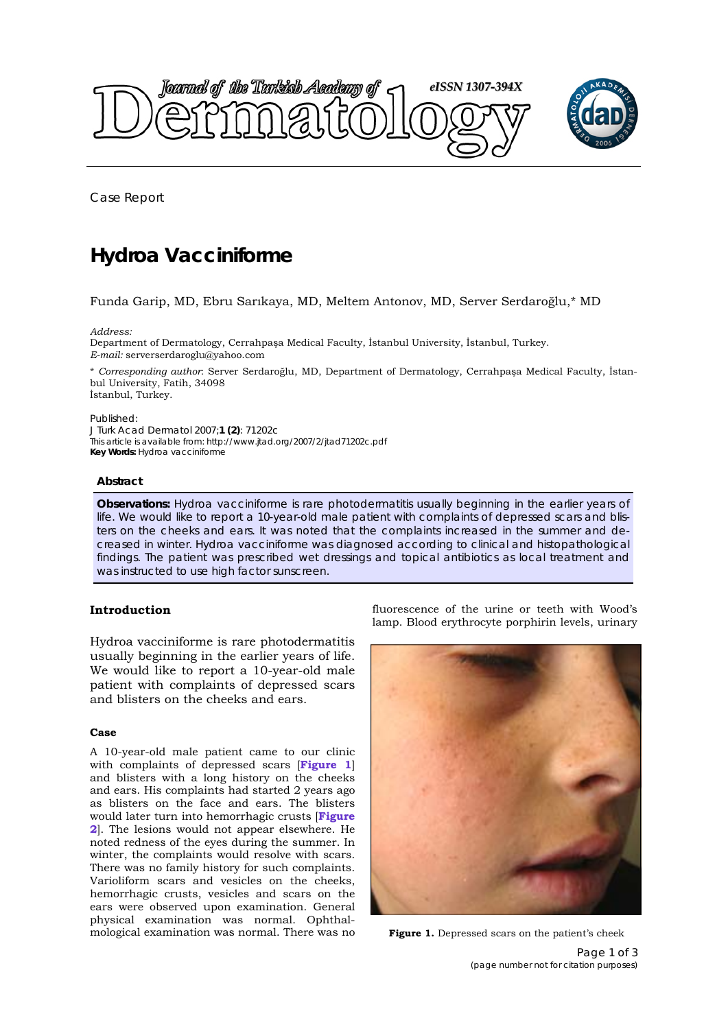Case Report

# Hydroa Vacciniforme

Funda Garip, MD, Ebru Sarıkaya, MD, Meltem Antonov, MD, Server Serdaroğlu,* MD

*Address:*
Department of Dermatology, Cerrahpaşa Medical Faculty, İstanbul University, İstanbul, Turkey.
*E-mail:* serverserdaroglu@yahoo.com

\* *Corresponding author*: Server Serdaroğlu, MD, Department of Dermatology, Cerrahpaşa Medical Faculty, İstanbul University, Fatih, 34098
İstanbul, Turkey.

Published:
J Turk Acad Dermatol 2007;**1 (2)**: 71202c
This article is available from: http://www.jtad.org/2007/2/jtad71202c.pdf
**Key Words:** Hydroa vacciniforme

### Abstract

**Observations:** Hydroa vacciniforme is rare photodermatitis usually beginning in the earlier years of life. We would like to report a 10-year-old male patient with complaints of depressed scars and blisters on the cheeks and ears. It was noted that the complaints increased in the summer and decreased in winter. Hydroa vacciniforme was diagnosed according to clinical and histopathological findings. The patient was prescribed wet dressings and topical antibiotics as local treatment and was instructed to use high factor sunscreen.

## Introduction

Hydroa vacciniforme is rare photodermatitis usually beginning in the earlier years of life. We would like to report a 10-year-old male patient with complaints of depressed scars and blisters on the cheeks and ears.

### Case

A 10-year-old male patient came to our clinic with complaints of depressed scars [**Figure 1**] and blisters with a long history on the cheeks and ears. His complaints had started 2 years ago as blisters on the face and ears. The blisters would later turn into hemorrhagic crusts [**Figure 2**]. The lesions would not appear elsewhere. He noted redness of the eyes during the summer. In winter, the complaints would resolve with scars. There was no family history for such complaints. Varioliform scars and vesicles on the cheeks, hemorrhagic crusts, vesicles and scars on the ears were observed upon examination. General physical examination was normal. Ophthalmological examination was normal. There was no fluorescence of the urine or teeth with Wood's lamp. Blood erythrocyte porphirin levels, urinary

**Figure 1.** Depressed scars on the patient's cheek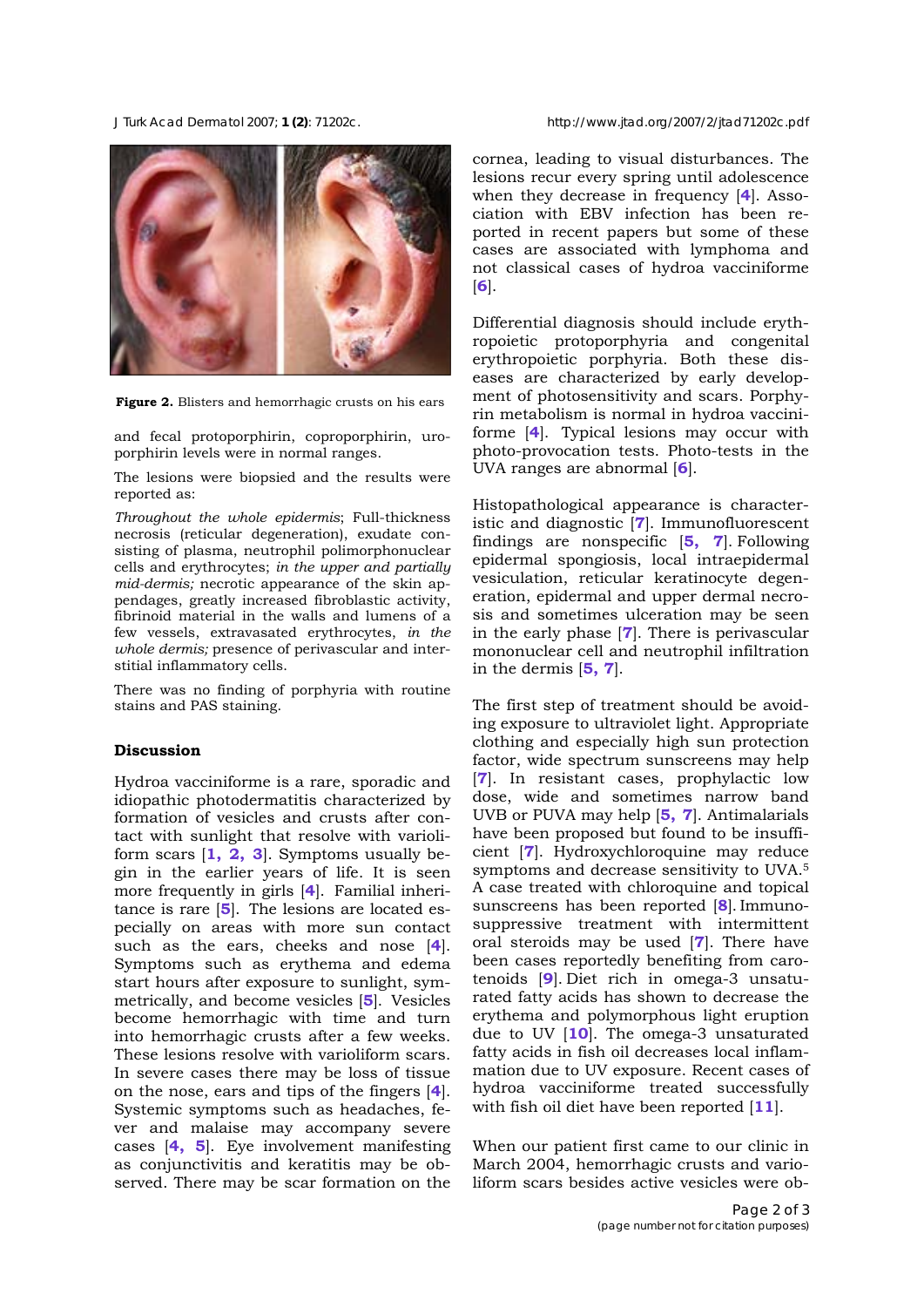Figure 2. Blisters and hemorrhagic crusts on his ears

and fecal protoporphirin, coproporphirin, uroporphirin levels were in normal ranges.

The lesions were biopsied and the results were reported as:

*Throughout the whole epidermis*; Full-thickness necrosis (reticular degeneration), exudate consisting of plasma, neutrophil polimorphonuclear cells and erythrocytes; *in the upper and partially mid-dermis;* necrotic appearance of the skin appendages, greatly increased fibroblastic activity, fibrinoid material in the walls and lumens of a few vessels, extravasated erythrocytes, *in the whole dermis;* presence of perivascular and interstitial inflammatory cells.

There was no finding of porphyria with routine stains and PAS staining.

## Discussion

Hydroa vacciniforme is a rare, sporadic and idiopathic photodermatitis characterized by formation of vesicles and crusts after contact with sunlight that resolve with varioliform scars [1, 2, 3]. Symptoms usually begin in the earlier years of life. It is seen more frequently in girls [4]. Familial inheritance is rare [5]. The lesions are located especially on areas with more sun contact such as the ears, cheeks and nose [4]. Symptoms such as erythema and edema start hours after exposure to sunlight, symmetrically, and become vesicles [5]. Vesicles become hemorrhagic with time and turn into hemorrhagic crusts after a few weeks. These lesions resolve with varioliform scars. In severe cases there may be loss of tissue on the nose, ears and tips of the fingers [4]. Systemic symptoms such as headaches, fever and malaise may accompany severe cases [4, 5]. Eye involvement manifesting as conjunctivitis and keratitis may be observed. There may be scar formation on the cornea, leading to visual disturbances. The lesions recur every spring until adolescence when they decrease in frequency [4]. Association with EBV infection has been reported in recent papers but some of these cases are associated with lymphoma and not classical cases of hydroa vacciniforme [6].

Differential diagnosis should include erythropoietic protoporphyria and congenital erythropoietic porphyria. Both these diseases are characterized by early development of photosensitivity and scars. Porphyrin metabolism is normal in hydroa vacciniforme [4]. Typical lesions may occur with photo-provocation tests. Photo-tests in the UVA ranges are abnormal [6].

Histopathological appearance is characteristic and diagnostic [7]. Immunofluorescent findings are nonspecific [5, 7]. Following epidermal spongiosis, local intraepidermal vesiculation, reticular keratinocyte degeneration, epidermal and upper dermal necrosis and sometimes ulceration may be seen in the early phase [7]. There is perivascular mononuclear cell and neutrophil infiltration in the dermis [5, 7].

The first step of treatment should be avoiding exposure to ultraviolet light. Appropriate clothing and especially high sun protection factor, wide spectrum sunscreens may help [7]. In resistant cases, prophylactic low dose, wide and sometimes narrow band UVB or PUVA may help [5, 7]. Antimalarials have been proposed but found to be insufficient [7]. Hydroxychloroquine may reduce symptoms and decrease sensitivity to UVA.[5] A case treated with chloroquine and topical sunscreens has been reported [8]. Immunosuppressive treatment with intermittent oral steroids may be used [7]. There have been cases reportedly benefiting from carotenoids [9]. Diet rich in omega-3 unsaturated fatty acids has shown to decrease the erythema and polymorphous light eruption due to UV [10]. The omega-3 unsaturated fatty acids in fish oil decreases local inflammation due to UV exposure. Recent cases of hydroa vacciniforme treated successfully with fish oil diet have been reported [11].

When our patient first came to our clinic in March 2004, hemorrhagic crusts and varioliform scars besides active vesicles were ob-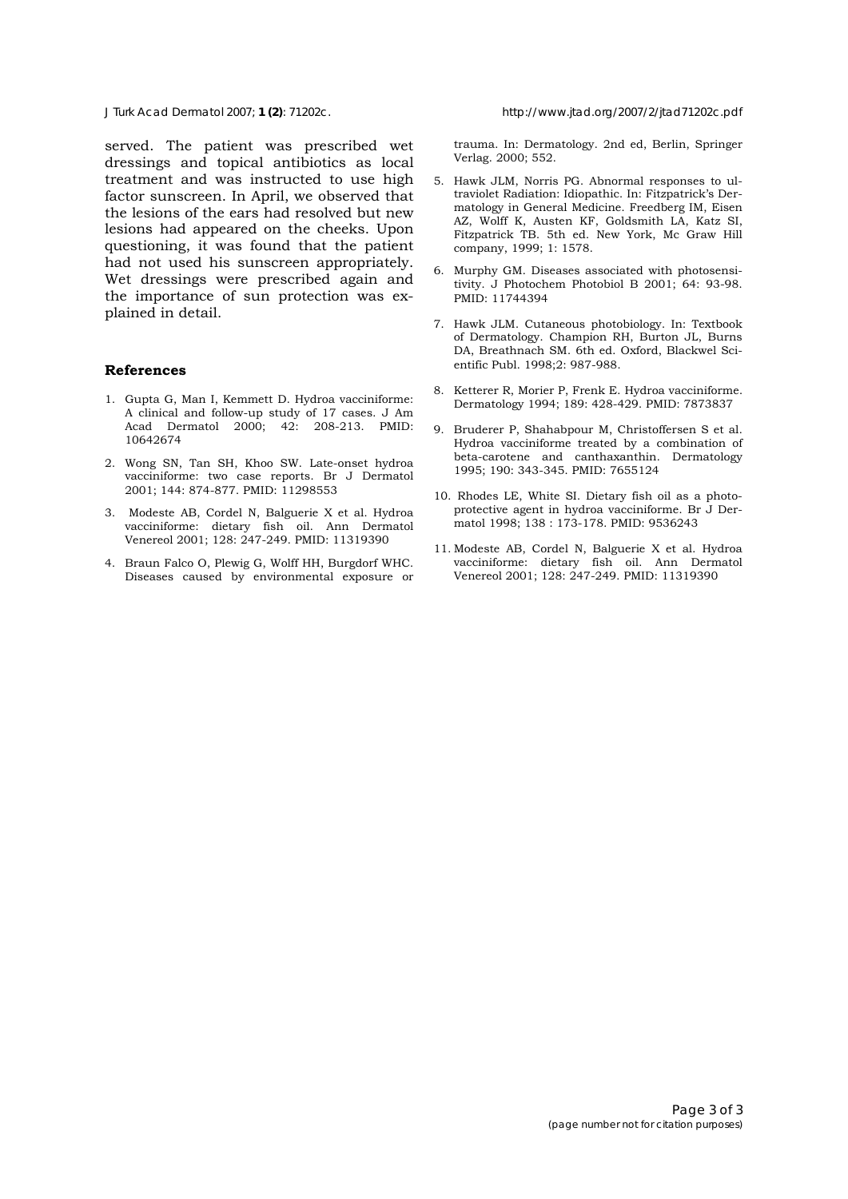served. The patient was prescribed wet dressings and topical antibiotics as local treatment and was instructed to use high factor sunscreen. In April, we observed that the lesions of the ears had resolved but new lesions had appeared on the cheeks. Upon questioning, it was found that the patient had not used his sunscreen appropriately. Wet dressings were prescribed again and the importance of sun protection was explained in detail.

## References

1. Gupta G, Man I, Kemmett D. Hydroa vacciniforme: A clinical and follow-up study of 17 cases. J Am Acad Dermatol 2000; 42: 208-213. PMID: 10642674
2. Wong SN, Tan SH, Khoo SW. Late-onset hydroa vacciniforme: two case reports. Br J Dermatol 2001; 144: 874-877. PMID: 11298553
3. Modeste AB, Cordel N, Balguerie X et al. Hydroa vacciniforme: dietary fish oil. Ann Dermatol Venereol 2001; 128: 247-249. PMID: 11319390
4. Braun Falco O, Plewig G, Wolff HH, Burgdorf WHC. Diseases caused by environmental exposure or trauma. In: Dermatology. 2nd ed, Berlin, Springer Verlag. 2000; 552.
5. Hawk JLM, Norris PG. Abnormal responses to ultraviolet Radiation: Idiopathic. In: Fitzpatrick's Dermatology in General Medicine. Freedberg IM, Eisen AZ, Wolff K, Austen KF, Goldsmith LA, Katz SI, Fitzpatrick TB. 5th ed. New York, Mc Graw Hill company, 1999; 1: 1578.
6. Murphy GM. Diseases associated with photosensitivity. J Photochem Photobiol B 2001; 64: 93-98. PMID: 11744394
7. Hawk JLM. Cutaneous photobiology. In: Textbook of Dermatology. Champion RH, Burton JL, Burns DA, Breathnach SM. 6th ed. Oxford, Blackwel Scientific Publ. 1998;2: 987-988.
8. Ketterer R, Morier P, Frenk E. Hydroa vacciniforme. Dermatology 1994; 189: 428-429. PMID: 7873837
9. Bruderer P, Shahabpour M, Christoffersen S et al. Hydroa vacciniforme treated by a combination of beta-carotene and canthaxanthin. Dermatology 1995; 190: 343-345. PMID: 7655124
10. Rhodes LE, White SI. Dietary fish oil as a photoprotective agent in hydroa vacciniforme. Br J Dermatol 1998; 138 : 173-178. PMID: 9536243
11. Modeste AB, Cordel N, Balguerie X et al. Hydroa vacciniforme: dietary fish oil. Ann Dermatol Venereol 2001; 128: 247-249. PMID: 11319390